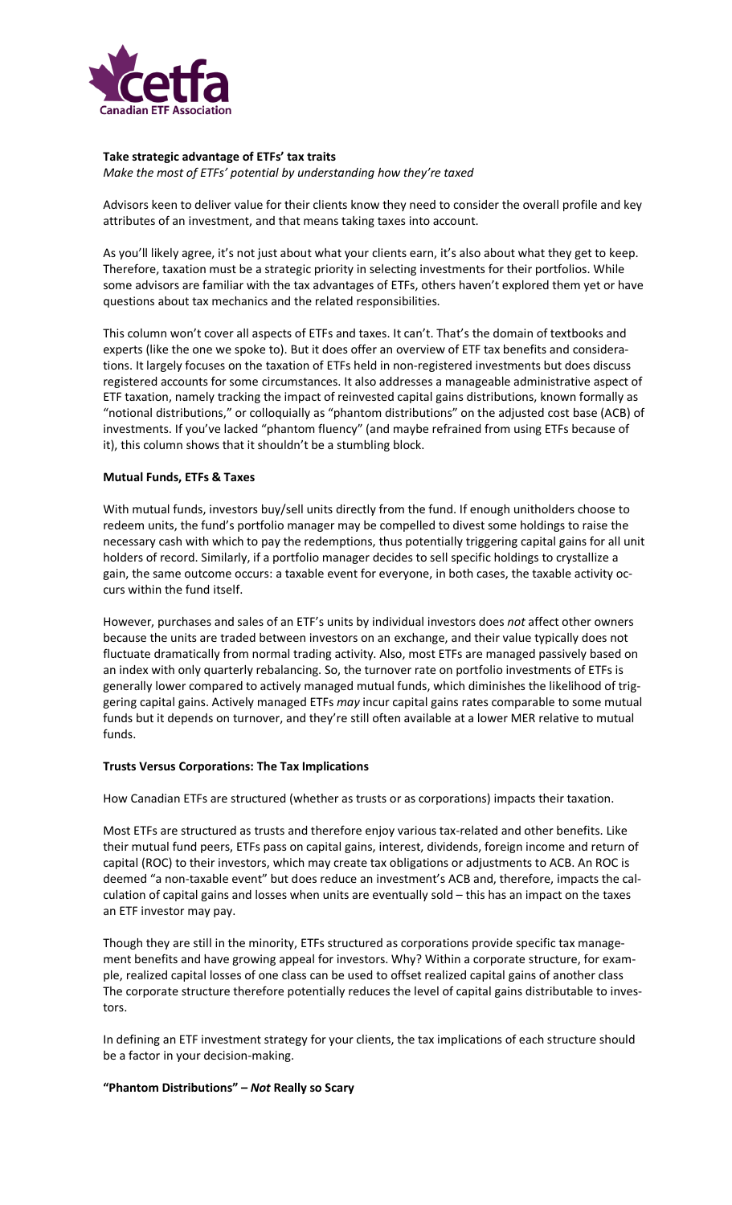**Take strategic advantage of ETFs' tax traits**

*Make the most of ETFs' potential by understanding how they're taxed*

Advisors keen to deliver value for their clients know they need to consider the overall profile and key attributes of an investment, and that means taking taxes into account.

As you'll likely agree, it's not just about what your clients earn, it's also about what they get to keep. Therefore, taxation must be a strategic priority in selecting investments for their portfolios. While some advisors are familiar with the tax advantages of ETFs, others haven't explored them yet or have questions about tax mechanics and the related responsibilities.

This column won't cover all aspects of ETFs and taxes. It can't. That's the domain of textbooks and experts (like the one we spoke to). But it does offer an overview of ETF tax benefits and considerations. It largely focuses on the taxation of ETFs held in non-registered investments but does discuss registered accounts for some circumstances. It also addresses a manageable administrative aspect of ETF taxation, namely tracking the impact of reinvested capital gains distributions, known formally as "notional distributions," or colloquially as "phantom distributions" on the adjusted cost base (ACB) of investments. If you've lacked "phantom fluency" (and maybe refrained from using ETFs because of it), this column shows that it shouldn't be a stumbling block.

**Mutual Funds, ETFs & Taxes**

With mutual funds, investors buy/sell units directly from the fund. If enough unitholders choose to redeem units, the fund's portfolio manager may be compelled to divest some holdings to raise the necessary cash with which to pay the redemptions, thus potentially triggering capital gains for all unit holders of record. Similarly, if a portfolio manager decides to sell specific holdings to crystallize a gain, the same outcome occurs: a taxable event for everyone, in both cases, the taxable activity occurs within the fund itself.

However, purchases and sales of an ETF's units by individual investors does *not* affect other owners because the units are traded between investors on an exchange, and their value typically does not fluctuate dramatically from normal trading activity. Also, most ETFs are managed passively based on an index with only quarterly rebalancing. So, the turnover rate on portfolio investments of ETFs is generally lower compared to actively managed mutual funds, which diminishes the likelihood of triggering capital gains. Actively managed ETFs *may* incur capital gains rates comparable to some mutual funds but it depends on turnover, and they're still often available at a lower MER relative to mutual funds.

**Trusts Versus Corporations: The Tax Implications**

How Canadian ETFs are structured (whether as trusts or as corporations) impacts their taxation.

Most ETFs are structured as trusts and therefore enjoy various tax-related and other benefits. Like their mutual fund peers, ETFs pass on capital gains, interest, dividends, foreign income and return of capital (ROC) to their investors, which may create tax obligations or adjustments to ACB. An ROC is deemed "a non-taxable event" but does reduce an investment's ACB and, therefore, impacts the calculation of capital gains and losses when units are eventually sold – this has an impact on the taxes an ETF investor may pay.

Though they are still in the minority, ETFs structured as corporations provide specific tax management benefits and have growing appeal for investors. Why? Within a corporate structure, for example, realized capital losses of one class can be used to offset realized capital gains of another class The corporate structure therefore potentially reduces the level of capital gains distributable to investors.

In defining an ETF investment strategy for your clients, the tax implications of each structure should be a factor in your decision-making.

**"Phantom Distributions" – *Not* Really so Scary**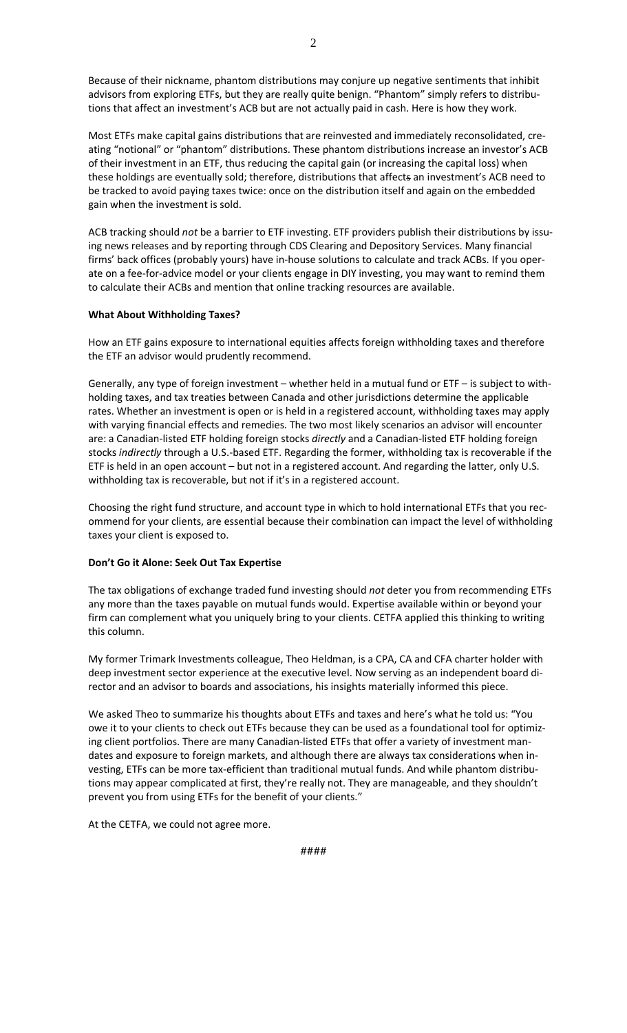Because of their nickname, phantom distributions may conjure up negative sentiments that inhibit advisors from exploring ETFs, but they are really quite benign. "Phantom" simply refers to distributions that affect an investment's ACB but are not actually paid in cash. Here is how they work.

Most ETFs make capital gains distributions that are reinvested and immediately reconsolidated, creating "notional" or "phantom" distributions. These phantom distributions increase an investor's ACB of their investment in an ETF, thus reducing the capital gain (or increasing the capital loss) when these holdings are eventually sold; therefore, distributions that affects an investment's ACB need to be tracked to avoid paying taxes twice: once on the distribution itself and again on the embedded gain when the investment is sold.

ACB tracking should *not* be a barrier to ETF investing. ETF providers publish their distributions by issuing news releases and by reporting through CDS Clearing and Depository Services. Many financial firms' back offices (probably yours) have in-house solutions to calculate and track ACBs. If you operate on a fee-for-advice model or your clients engage in DIY investing, you may want to remind them to calculate their ACBs and mention that online tracking resources are available.

**What About Withholding Taxes?**

How an ETF gains exposure to international equities affects foreign withholding taxes and therefore the ETF an advisor would prudently recommend.

Generally, any type of foreign investment – whether held in a mutual fund or ETF – is subject to withholding taxes, and tax treaties between Canada and other jurisdictions determine the applicable rates. Whether an investment is open or is held in a registered account, withholding taxes may apply with varying financial effects and remedies. The two most likely scenarios an advisor will encounter are: a Canadian-listed ETF holding foreign stocks *directly* and a Canadian-listed ETF holding foreign stocks *indirectly* through a U.S.-based ETF. Regarding the former, withholding tax is recoverable if the ETF is held in an open account – but not in a registered account. And regarding the latter, only U.S. withholding tax is recoverable, but not if it's in a registered account.

Choosing the right fund structure, and account type in which to hold international ETFs that you recommend for your clients, are essential because their combination can impact the level of withholding taxes your client is exposed to.

**Don't Go it Alone: Seek Out Tax Expertise**

The tax obligations of exchange traded fund investing should *not* deter you from recommending ETFs any more than the taxes payable on mutual funds would. Expertise available within or beyond your firm can complement what you uniquely bring to your clients. CETFA applied this thinking to writing this column.

My former Trimark Investments colleague, Theo Heldman, is a CPA, CA and CFA charter holder with deep investment sector experience at the executive level. Now serving as an independent board director and an advisor to boards and associations, his insights materially informed this piece.

We asked Theo to summarize his thoughts about ETFs and taxes and here's what he told us: "You owe it to your clients to check out ETFs because they can be used as a foundational tool for optimizing client portfolios. There are many Canadian-listed ETFs that offer a variety of investment mandates and exposure to foreign markets, and although there are always tax considerations when investing, ETFs can be more tax-efficient than traditional mutual funds. And while phantom distributions may appear complicated at first, they're really not. They are manageable, and they shouldn't prevent you from using ETFs for the benefit of your clients."

At the CETFA, we could not agree more.

####